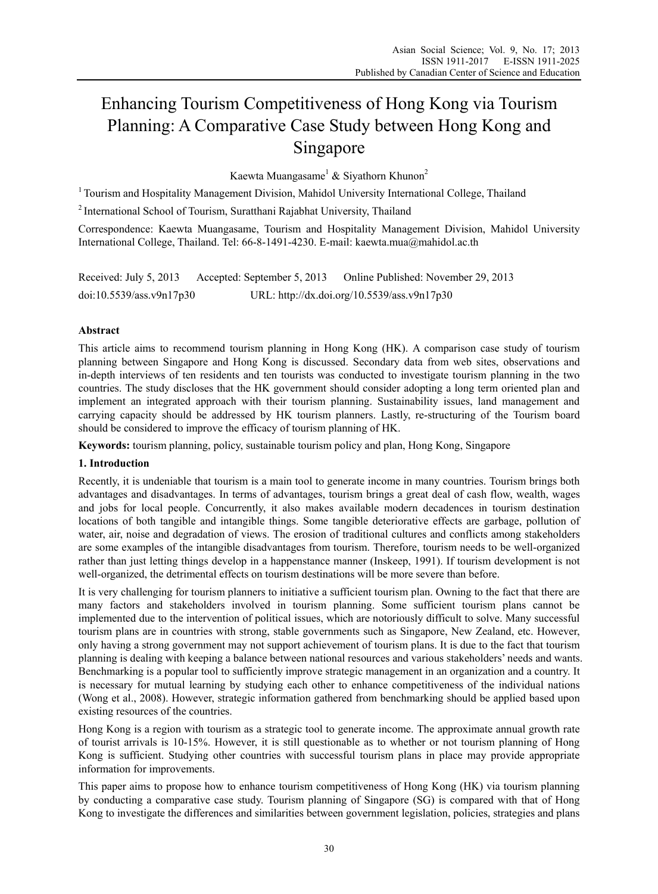# Enhancing Tourism Competitiveness of Hong Kong via Tourism Planning: A Comparative Case Study between Hong Kong and Singapore

Kaewta Muangasame[1] & Siyathorn Khunon[2]

[1] Tourism and Hospitality Management Division, Mahidol University International College, Thailand

[2] International School of Tourism, Suratthani Rajabhat University, Thailand

Correspondence: Kaewta Muangasame, Tourism and Hospitality Management Division, Mahidol University International College, Thailand. Tel: 66-8-1491-4230. E-mail: kaewta.mua@mahidol.ac.th

Received: July 5, 2013 Accepted: September 5, 2013 Online Published: November 29, 2013

doi:10.5539/ass.v9n17p30 URL: http://dx.doi.org/10.5539/ass.v9n17p30

**Abstract**

This article aims to recommend tourism planning in Hong Kong (HK). A comparison case study of tourism planning between Singapore and Hong Kong is discussed. Secondary data from web sites, observations and in-depth interviews of ten residents and ten tourists was conducted to investigate tourism planning in the two countries. The study discloses that the HK government should consider adopting a long term oriented plan and implement an integrated approach with their tourism planning. Sustainability issues, land management and carrying capacity should be addressed by HK tourism planners. Lastly, re-structuring of the Tourism board should be considered to improve the efficacy of tourism planning of HK.

**Keywords:** tourism planning, policy, sustainable tourism policy and plan, Hong Kong, Singapore

## 1. Introduction

Recently, it is undeniable that tourism is a main tool to generate income in many countries. Tourism brings both advantages and disadvantages. In terms of advantages, tourism brings a great deal of cash flow, wealth, wages and jobs for local people. Concurrently, it also makes available modern decadences in tourism destination locations of both tangible and intangible things. Some tangible deteriorative effects are garbage, pollution of water, air, noise and degradation of views. The erosion of traditional cultures and conflicts among stakeholders are some examples of the intangible disadvantages from tourism. Therefore, tourism needs to be well-organized rather than just letting things develop in a happenstance manner (Inskeep, 1991). If tourism development is not well-organized, the detrimental effects on tourism destinations will be more severe than before.

It is very challenging for tourism planners to initiative a sufficient tourism plan. Owning to the fact that there are many factors and stakeholders involved in tourism planning. Some sufficient tourism plans cannot be implemented due to the intervention of political issues, which are notoriously difficult to solve. Many successful tourism plans are in countries with strong, stable governments such as Singapore, New Zealand, etc. However, only having a strong government may not support achievement of tourism plans. It is due to the fact that tourism planning is dealing with keeping a balance between national resources and various stakeholders' needs and wants. Benchmarking is a popular tool to sufficiently improve strategic management in an organization and a country. It is necessary for mutual learning by studying each other to enhance competitiveness of the individual nations (Wong et al., 2008). However, strategic information gathered from benchmarking should be applied based upon existing resources of the countries.

Hong Kong is a region with tourism as a strategic tool to generate income. The approximate annual growth rate of tourist arrivals is 10-15%. However, it is still questionable as to whether or not tourism planning of Hong Kong is sufficient. Studying other countries with successful tourism plans in place may provide appropriate information for improvements.

This paper aims to propose how to enhance tourism competitiveness of Hong Kong (HK) via tourism planning by conducting a comparative case study. Tourism planning of Singapore (SG) is compared with that of Hong Kong to investigate the differences and similarities between government legislation, policies, strategies and plans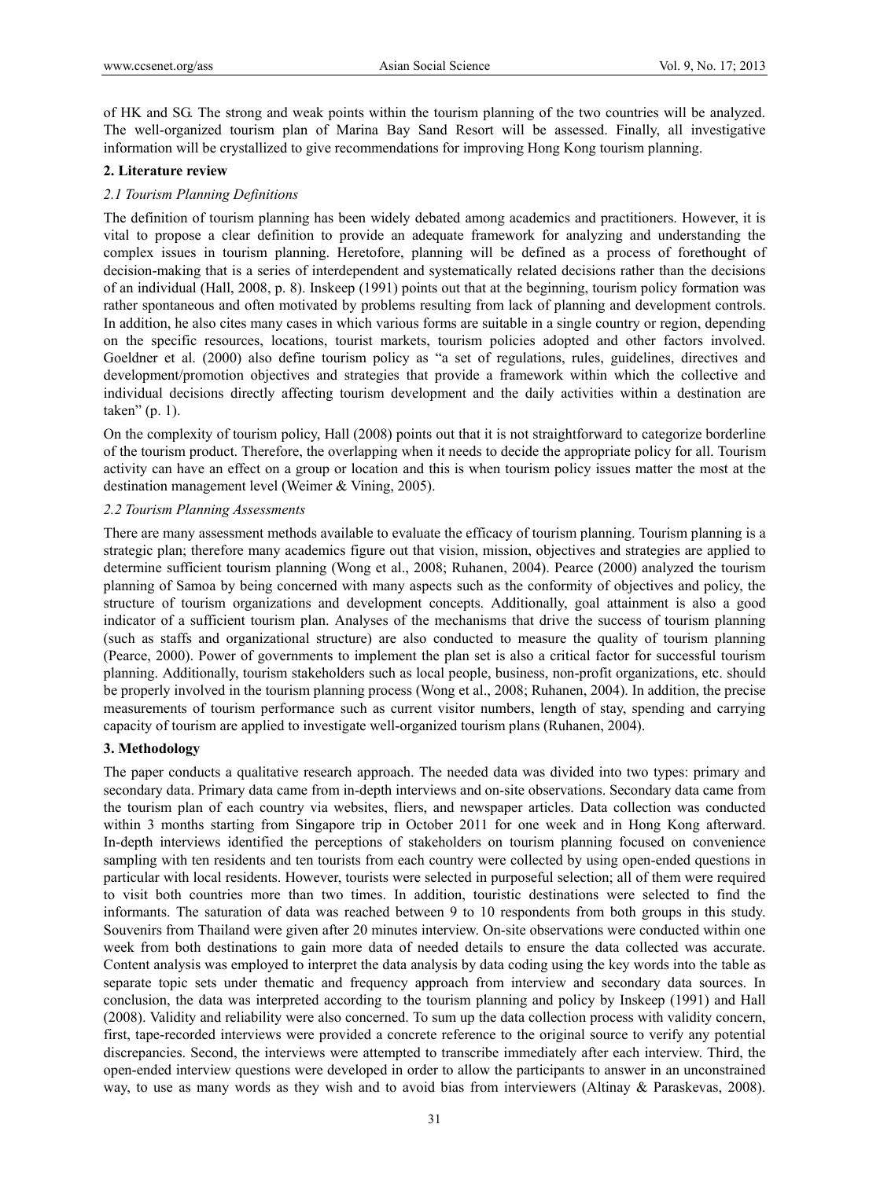of HK and SG. The strong and weak points within the tourism planning of the two countries will be analyzed. The well-organized tourism plan of Marina Bay Sand Resort will be assessed. Finally, all investigative information will be crystallized to give recommendations for improving Hong Kong tourism planning.

## 2. Literature review

### *2.1 Tourism Planning Definitions*

The definition of tourism planning has been widely debated among academics and practitioners. However, it is vital to propose a clear definition to provide an adequate framework for analyzing and understanding the complex issues in tourism planning. Heretofore, planning will be defined as a process of forethought of decision-making that is a series of interdependent and systematically related decisions rather than the decisions of an individual (Hall, 2008, p. 8). Inskeep (1991) points out that at the beginning, tourism policy formation was rather spontaneous and often motivated by problems resulting from lack of planning and development controls. In addition, he also cites many cases in which various forms are suitable in a single country or region, depending on the specific resources, locations, tourist markets, tourism policies adopted and other factors involved. Goeldner et al. (2000) also define tourism policy as "a set of regulations, rules, guidelines, directives and development/promotion objectives and strategies that provide a framework within which the collective and individual decisions directly affecting tourism development and the daily activities within a destination are taken" (p. 1).

On the complexity of tourism policy, Hall (2008) points out that it is not straightforward to categorize borderline of the tourism product. Therefore, the overlapping when it needs to decide the appropriate policy for all. Tourism activity can have an effect on a group or location and this is when tourism policy issues matter the most at the destination management level (Weimer & Vining, 2005).

### *2.2 Tourism Planning Assessments*

There are many assessment methods available to evaluate the efficacy of tourism planning. Tourism planning is a strategic plan; therefore many academics figure out that vision, mission, objectives and strategies are applied to determine sufficient tourism planning (Wong et al., 2008; Ruhanen, 2004). Pearce (2000) analyzed the tourism planning of Samoa by being concerned with many aspects such as the conformity of objectives and policy, the structure of tourism organizations and development concepts. Additionally, goal attainment is also a good indicator of a sufficient tourism plan. Analyses of the mechanisms that drive the success of tourism planning (such as staffs and organizational structure) are also conducted to measure the quality of tourism planning (Pearce, 2000). Power of governments to implement the plan set is also a critical factor for successful tourism planning. Additionally, tourism stakeholders such as local people, business, non-profit organizations, etc. should be properly involved in the tourism planning process (Wong et al., 2008; Ruhanen, 2004). In addition, the precise measurements of tourism performance such as current visitor numbers, length of stay, spending and carrying capacity of tourism are applied to investigate well-organized tourism plans (Ruhanen, 2004).

## 3. Methodology

The paper conducts a qualitative research approach. The needed data was divided into two types: primary and secondary data. Primary data came from in-depth interviews and on-site observations. Secondary data came from the tourism plan of each country via websites, fliers, and newspaper articles. Data collection was conducted within 3 months starting from Singapore trip in October 2011 for one week and in Hong Kong afterward. In-depth interviews identified the perceptions of stakeholders on tourism planning focused on convenience sampling with ten residents and ten tourists from each country were collected by using open-ended questions in particular with local residents. However, tourists were selected in purposeful selection; all of them were required to visit both countries more than two times. In addition, touristic destinations were selected to find the informants. The saturation of data was reached between 9 to 10 respondents from both groups in this study. Souvenirs from Thailand were given after 20 minutes interview. On-site observations were conducted within one week from both destinations to gain more data of needed details to ensure the data collected was accurate. Content analysis was employed to interpret the data analysis by data coding using the key words into the table as separate topic sets under thematic and frequency approach from interview and secondary data sources. In conclusion, the data was interpreted according to the tourism planning and policy by Inskeep (1991) and Hall (2008). Validity and reliability were also concerned. To sum up the data collection process with validity concern, first, tape-recorded interviews were provided a concrete reference to the original source to verify any potential discrepancies. Second, the interviews were attempted to transcribe immediately after each interview. Third, the open-ended interview questions were developed in order to allow the participants to answer in an unconstrained way, to use as many words as they wish and to avoid bias from interviewers (Altinay & Paraskevas, 2008).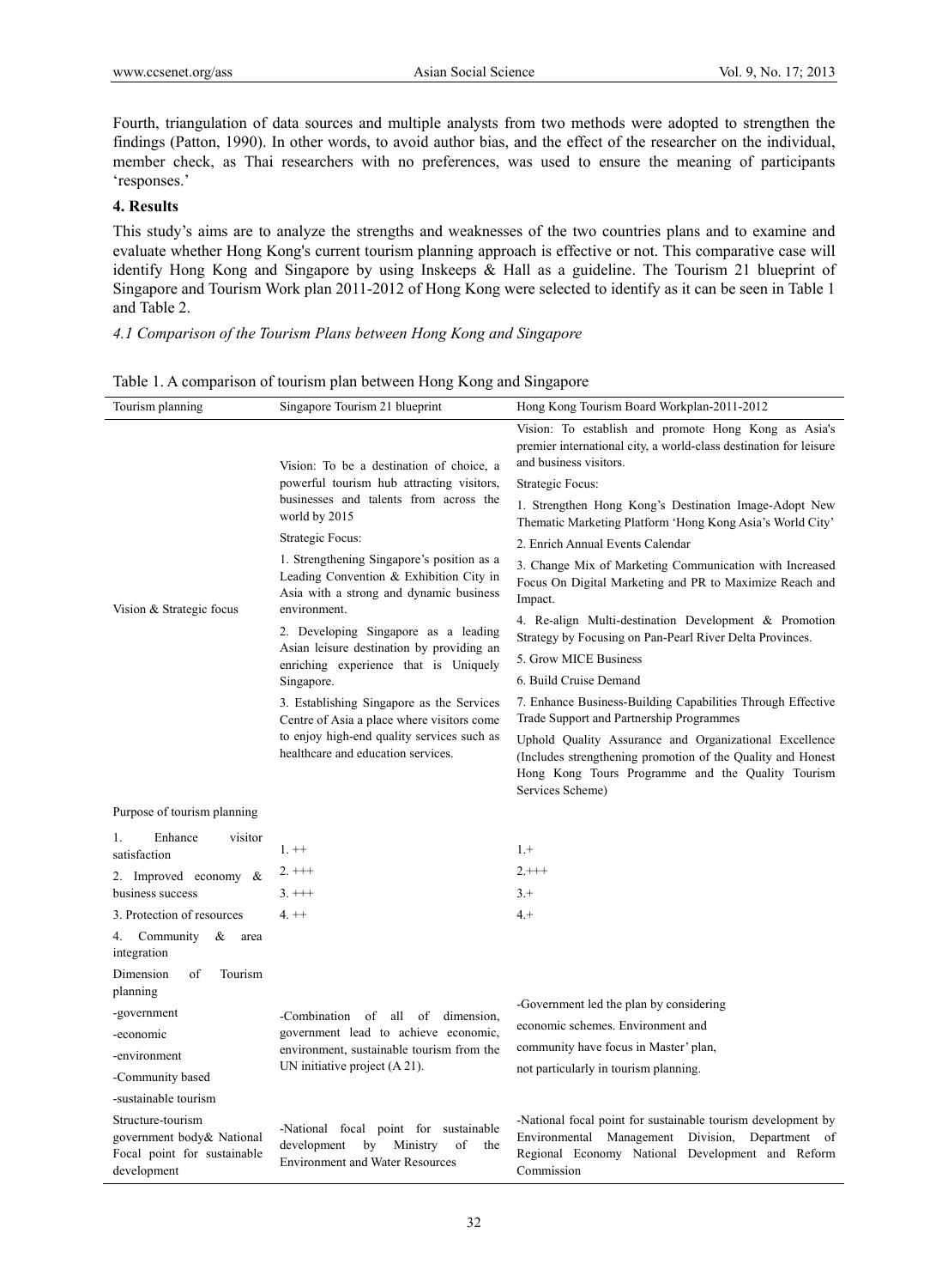Fourth, triangulation of data sources and multiple analysts from two methods were adopted to strengthen the findings (Patton, 1990). In other words, to avoid author bias, and the effect of the researcher on the individual, member check, as Thai researchers with no preferences, was used to ensure the meaning of participants 'responses.'

## 4. Results

This study's aims are to analyze the strengths and weaknesses of the two countries plans and to examine and evaluate whether Hong Kong's current tourism planning approach is effective or not. This comparative case will identify Hong Kong and Singapore by using Inskeeps & Hall as a guideline. The Tourism 21 blueprint of Singapore and Tourism Work plan 2011-2012 of Hong Kong were selected to identify as it can be seen in Table 1 and Table 2.

### *4.1 Comparison of the Tourism Plans between Hong Kong and Singapore*

Table 1. A comparison of tourism plan between Hong Kong and Singapore

| Tourism planning | Singapore Tourism 21 blueprint | Hong Kong Tourism Board Workplan-2011-2012 |
|---|---|---|
| Vision & Strategic focus | Vision: To be a destination of choice, a powerful tourism hub attracting visitors, businesses and talents from across the world by 2015<br>Strategic Focus:<br>1. Strengthening Singapore's position as a Leading Convention & Exhibition City in Asia with a strong and dynamic business environment.<br>2. Developing Singapore as a leading Asian leisure destination by providing an enriching experience that is Uniquely Singapore.<br>3. Establishing Singapore as the Services Centre of Asia a place where visitors come to enjoy high-end quality services such as healthcare and education services. | Vision: To establish and promote Hong Kong as Asia's premier international city, a world-class destination for leisure and business visitors.<br>Strategic Focus:<br>1. Strengthen Hong Kong's Destination Image-Adopt New Thematic Marketing Platform 'Hong Kong Asia's World City'<br>2. Enrich Annual Events Calendar<br>3. Change Mix of Marketing Communication with Increased Focus On Digital Marketing and PR to Maximize Reach and Impact.<br>4. Re-align Multi-destination Development & Promotion Strategy by Focusing on Pan-Pearl River Delta Provinces.<br>5. Grow MICE Business<br>6. Build Cruise Demand<br>7. Enhance Business-Building Capabilities Through Effective Trade Support and Partnership Programmes<br>Uphold Quality Assurance and Organizational Excellence (Includes strengthening promotion of the Quality and Honest Hong Kong Tours Programme and the Quality Tourism Services Scheme) |
| Purpose of tourism planning<br>1. Enhance visitor satisfaction<br>2. Improved economy & business success<br>3. Protection of resources<br>4. Community & area integration | 1. ++<br>2. +++<br>3. +++<br>4. ++ | 1.+<br>2.+++<br>3.+<br>4.+ |
| Dimension of Tourism planning<br>-government<br>-economic<br>-environment<br>-Community based<br>-sustainable tourism | -Combination of all of dimension, government lead to achieve economic, environment, sustainable tourism from the UN initiative project (A 21). | -Government led the plan by considering economic schemes. Environment and community have focus in Master' plan, not particularly in tourism planning. |
| Structure-tourism government body& National Focal point for sustainable development | -National focal point for sustainable development by Ministry of the Environment and Water Resources | -National focal point for sustainable tourism development by Environmental Management Division, Department of Regional Economy National Development and Reform Commission |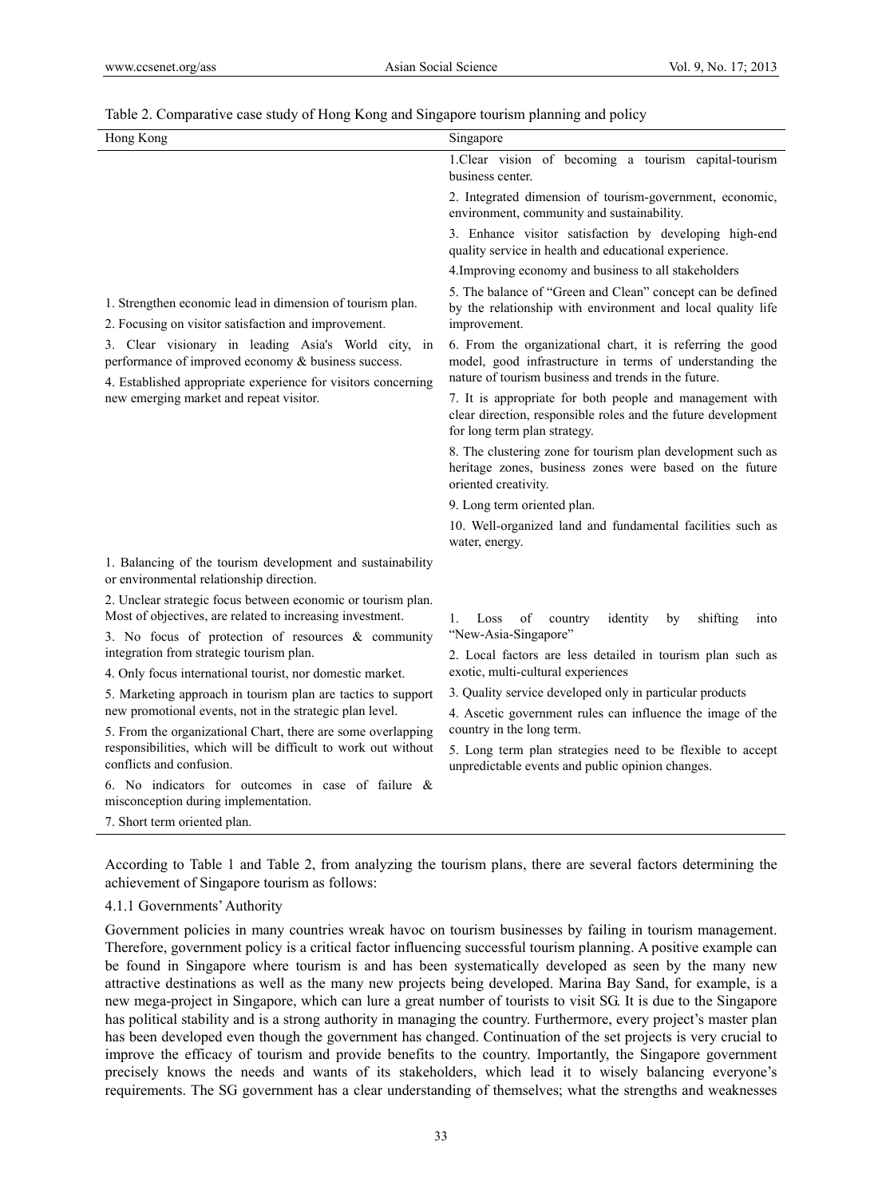Table 2. Comparative case study of Hong Kong and Singapore tourism planning and policy

| Hong Kong | Singapore |
|---|---|
| 1. Strengthen economic lead in dimension of tourism plan.<br>2. Focusing on visitor satisfaction and improvement.<br>3. Clear visionary in leading Asia's World city, in performance of improved economy & business success.<br>4. Established appropriate experience for visitors concerning new emerging market and repeat visitor. | 1.Clear vision of becoming a tourism capital-tourism business center.<br>2. Integrated dimension of tourism-government, economic, environment, community and sustainability.<br>3. Enhance visitor satisfaction by developing high-end quality service in health and educational experience.<br>4.Improving economy and business to all stakeholders<br>5. The balance of "Green and Clean" concept can be defined by the relationship with environment and local quality life improvement.<br>6. From the organizational chart, it is referring the good model, good infrastructure in terms of understanding the nature of tourism business and trends in the future.<br>7. It is appropriate for both people and management with clear direction, responsible roles and the future development for long term plan strategy.<br>8. The clustering zone for tourism plan development such as heritage zones, business zones were based on the future oriented creativity.<br>9. Long term oriented plan.<br>10. Well-organized land and fundamental facilities such as water, energy. |
| 1. Balancing of the tourism development and sustainability or environmental relationship direction.<br>2. Unclear strategic focus between economic or tourism plan. Most of objectives, are related to increasing investment.<br>3. No focus of protection of resources & community integration from strategic tourism plan.<br>4. Only focus international tourist, nor domestic market.<br>5. Marketing approach in tourism plan are tactics to support new promotional events, not in the strategic plan level.<br>5. From the organizational Chart, there are some overlapping responsibilities, which will be difficult to work out without conflicts and confusion.<br>6. No indicators for outcomes in case of failure & misconception during implementation.<br>7. Short term oriented plan. | 1. Loss of country identity by shifting into "New-Asia-Singapore"<br>2. Local factors are less detailed in tourism plan such as exotic, multi-cultural experiences<br>3. Quality service developed only in particular products<br>4. Ascetic government rules can influence the image of the country in the long term.<br>5. Long term plan strategies need to be flexible to accept unpredictable events and public opinion changes. |

According to Table 1 and Table 2, from analyzing the tourism plans, there are several factors determining the achievement of Singapore tourism as follows:

#### 4.1.1 Governments' Authority

Government policies in many countries wreak havoc on tourism businesses by failing in tourism management. Therefore, government policy is a critical factor influencing successful tourism planning. A positive example can be found in Singapore where tourism is and has been systematically developed as seen by the many new attractive destinations as well as the many new projects being developed. Marina Bay Sand, for example, is a new mega-project in Singapore, which can lure a great number of tourists to visit SG. It is due to the Singapore has political stability and is a strong authority in managing the country. Furthermore, every project's master plan has been developed even though the government has changed. Continuation of the set projects is very crucial to improve the efficacy of tourism and provide benefits to the country. Importantly, the Singapore government precisely knows the needs and wants of its stakeholders, which lead it to wisely balancing everyone's requirements. The SG government has a clear understanding of themselves; what the strengths and weaknesses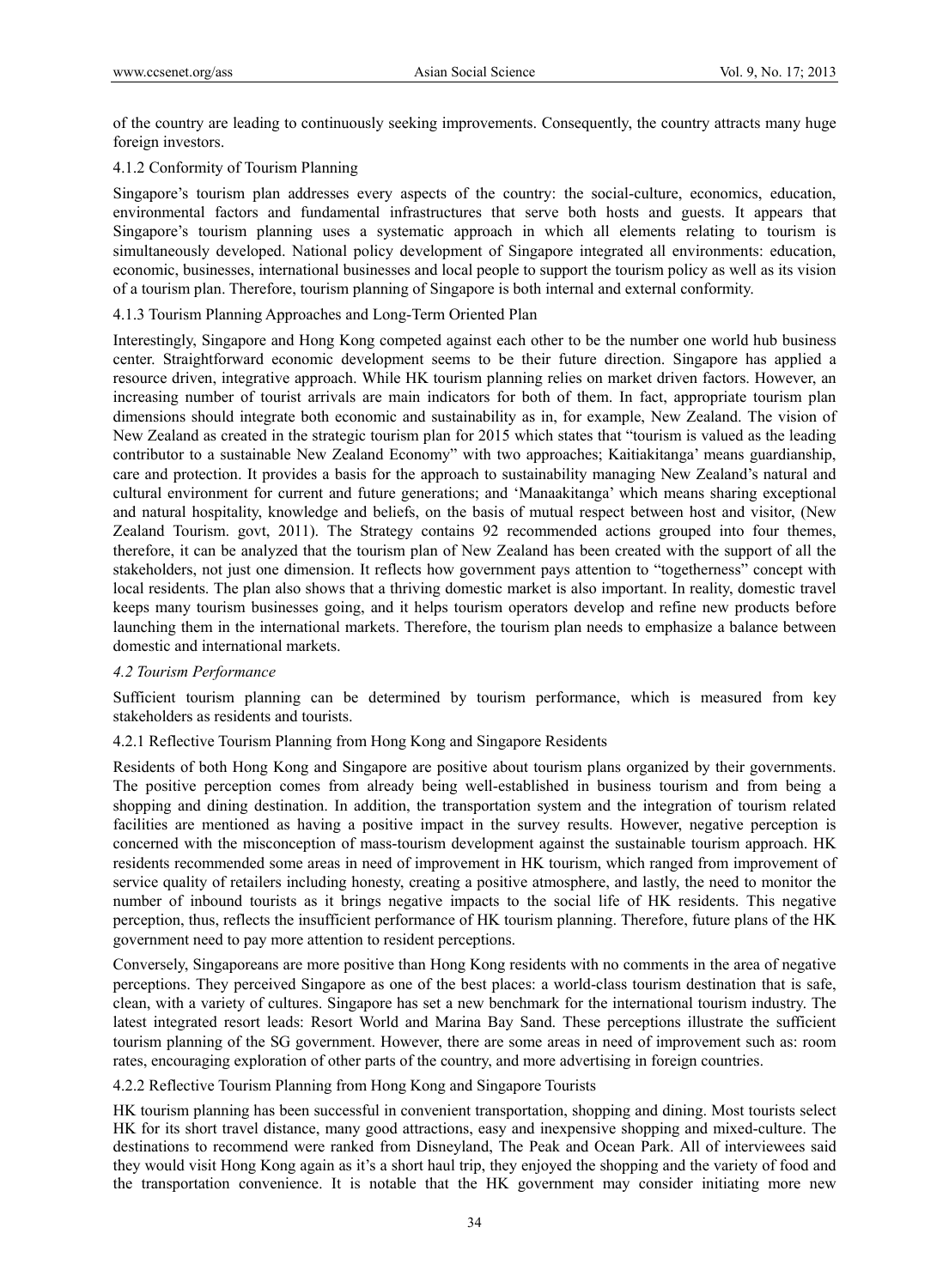of the country are leading to continuously seeking improvements. Consequently, the country attracts many huge foreign investors.

#### 4.1.2 Conformity of Tourism Planning

Singapore's tourism plan addresses every aspects of the country: the social-culture, economics, education, environmental factors and fundamental infrastructures that serve both hosts and guests. It appears that Singapore's tourism planning uses a systematic approach in which all elements relating to tourism is simultaneously developed. National policy development of Singapore integrated all environments: education, economic, businesses, international businesses and local people to support the tourism policy as well as its vision of a tourism plan. Therefore, tourism planning of Singapore is both internal and external conformity.

#### 4.1.3 Tourism Planning Approaches and Long-Term Oriented Plan

Interestingly, Singapore and Hong Kong competed against each other to be the number one world hub business center. Straightforward economic development seems to be their future direction. Singapore has applied a resource driven, integrative approach. While HK tourism planning relies on market driven factors. However, an increasing number of tourist arrivals are main indicators for both of them. In fact, appropriate tourism plan dimensions should integrate both economic and sustainability as in, for example, New Zealand. The vision of New Zealand as created in the strategic tourism plan for 2015 which states that "tourism is valued as the leading contributor to a sustainable New Zealand Economy" with two approaches; Kaitiakitanga' means guardianship, care and protection. It provides a basis for the approach to sustainability managing New Zealand's natural and cultural environment for current and future generations; and 'Manaakitanga' which means sharing exceptional and natural hospitality, knowledge and beliefs, on the basis of mutual respect between host and visitor, (New Zealand Tourism. govt, 2011). The Strategy contains 92 recommended actions grouped into four themes, therefore, it can be analyzed that the tourism plan of New Zealand has been created with the support of all the stakeholders, not just one dimension. It reflects how government pays attention to "togetherness" concept with local residents. The plan also shows that a thriving domestic market is also important. In reality, domestic travel keeps many tourism businesses going, and it helps tourism operators develop and refine new products before launching them in the international markets. Therefore, the tourism plan needs to emphasize a balance between domestic and international markets.

### *4.2 Tourism Performance*

Sufficient tourism planning can be determined by tourism performance, which is measured from key stakeholders as residents and tourists.

#### 4.2.1 Reflective Tourism Planning from Hong Kong and Singapore Residents

Residents of both Hong Kong and Singapore are positive about tourism plans organized by their governments. The positive perception comes from already being well-established in business tourism and from being a shopping and dining destination. In addition, the transportation system and the integration of tourism related facilities are mentioned as having a positive impact in the survey results. However, negative perception is concerned with the misconception of mass-tourism development against the sustainable tourism approach. HK residents recommended some areas in need of improvement in HK tourism, which ranged from improvement of service quality of retailers including honesty, creating a positive atmosphere, and lastly, the need to monitor the number of inbound tourists as it brings negative impacts to the social life of HK residents. This negative perception, thus, reflects the insufficient performance of HK tourism planning. Therefore, future plans of the HK government need to pay more attention to resident perceptions.

Conversely, Singaporeans are more positive than Hong Kong residents with no comments in the area of negative perceptions. They perceived Singapore as one of the best places: a world-class tourism destination that is safe, clean, with a variety of cultures. Singapore has set a new benchmark for the international tourism industry. The latest integrated resort leads: Resort World and Marina Bay Sand. These perceptions illustrate the sufficient tourism planning of the SG government. However, there are some areas in need of improvement such as: room rates, encouraging exploration of other parts of the country, and more advertising in foreign countries.

#### 4.2.2 Reflective Tourism Planning from Hong Kong and Singapore Tourists

HK tourism planning has been successful in convenient transportation, shopping and dining. Most tourists select HK for its short travel distance, many good attractions, easy and inexpensive shopping and mixed-culture. The destinations to recommend were ranked from Disneyland, The Peak and Ocean Park. All of interviewees said they would visit Hong Kong again as it's a short haul trip, they enjoyed the shopping and the variety of food and the transportation convenience. It is notable that the HK government may consider initiating more new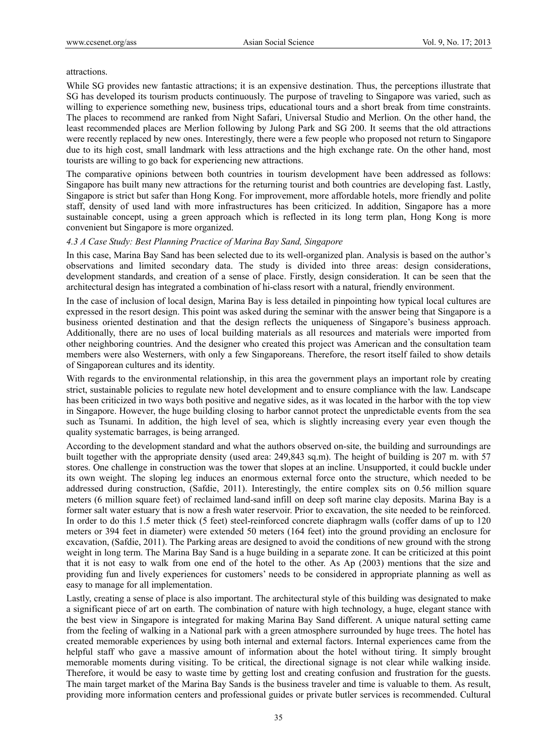attractions.

While SG provides new fantastic attractions; it is an expensive destination. Thus, the perceptions illustrate that SG has developed its tourism products continuously. The purpose of traveling to Singapore was varied, such as willing to experience something new, business trips, educational tours and a short break from time constraints. The places to recommend are ranked from Night Safari, Universal Studio and Merlion. On the other hand, the least recommended places are Merlion following by Julong Park and SG 200. It seems that the old attractions were recently replaced by new ones. Interestingly, there were a few people who proposed not return to Singapore due to its high cost, small landmark with less attractions and the high exchange rate. On the other hand, most tourists are willing to go back for experiencing new attractions.

The comparative opinions between both countries in tourism development have been addressed as follows: Singapore has built many new attractions for the returning tourist and both countries are developing fast. Lastly, Singapore is strict but safer than Hong Kong. For improvement, more affordable hotels, more friendly and polite staff, density of used land with more infrastructures has been criticized. In addition, Singapore has a more sustainable concept, using a green approach which is reflected in its long term plan, Hong Kong is more convenient but Singapore is more organized.

### *4.3 A Case Study: Best Planning Practice of Marina Bay Sand, Singapore*

In this case, Marina Bay Sand has been selected due to its well-organized plan. Analysis is based on the author's observations and limited secondary data. The study is divided into three areas: design considerations, development standards, and creation of a sense of place. Firstly, design consideration. It can be seen that the architectural design has integrated a combination of hi-class resort with a natural, friendly environment.

In the case of inclusion of local design, Marina Bay is less detailed in pinpointing how typical local cultures are expressed in the resort design. This point was asked during the seminar with the answer being that Singapore is a business oriented destination and that the design reflects the uniqueness of Singapore's business approach. Additionally, there are no uses of local building materials as all resources and materials were imported from other neighboring countries. And the designer who created this project was American and the consultation team members were also Westerners, with only a few Singaporeans. Therefore, the resort itself failed to show details of Singaporean cultures and its identity.

With regards to the environmental relationship, in this area the government plays an important role by creating strict, sustainable policies to regulate new hotel development and to ensure compliance with the law. Landscape has been criticized in two ways both positive and negative sides, as it was located in the harbor with the top view in Singapore. However, the huge building closing to harbor cannot protect the unpredictable events from the sea such as Tsunami. In addition, the high level of sea, which is slightly increasing every year even though the quality systematic barrages, is being arranged.

According to the development standard and what the authors observed on-site, the building and surroundings are built together with the appropriate density (used area: 249,843 sq.m). The height of building is 207 m. with 57 stores. One challenge in construction was the tower that slopes at an incline. Unsupported, it could buckle under its own weight. The sloping leg induces an enormous external force onto the structure, which needed to be addressed during construction, (Safdie, 2011). Interestingly, the entire complex sits on 0.56 million square meters (6 million square feet) of reclaimed land-sand infill on deep soft marine clay deposits. Marina Bay is a former salt water estuary that is now a fresh water reservoir. Prior to excavation, the site needed to be reinforced. In order to do this 1.5 meter thick (5 feet) steel-reinforced concrete diaphragm walls (coffer dams of up to 120 meters or 394 feet in diameter) were extended 50 meters (164 feet) into the ground providing an enclosure for excavation, (Safdie, 2011). The Parking areas are designed to avoid the conditions of new ground with the strong weight in long term. The Marina Bay Sand is a huge building in a separate zone. It can be criticized at this point that it is not easy to walk from one end of the hotel to the other. As Ap (2003) mentions that the size and providing fun and lively experiences for customers' needs to be considered in appropriate planning as well as easy to manage for all implementation.

Lastly, creating a sense of place is also important. The architectural style of this building was designated to make a significant piece of art on earth. The combination of nature with high technology, a huge, elegant stance with the best view in Singapore is integrated for making Marina Bay Sand different. A unique natural setting came from the feeling of walking in a National park with a green atmosphere surrounded by huge trees. The hotel has created memorable experiences by using both internal and external factors. Internal experiences came from the helpful staff who gave a massive amount of information about the hotel without tiring. It simply brought memorable moments during visiting. To be critical, the directional signage is not clear while walking inside. Therefore, it would be easy to waste time by getting lost and creating confusion and frustration for the guests. The main target market of the Marina Bay Sands is the business traveler and time is valuable to them. As result, providing more information centers and professional guides or private butler services is recommended. Cultural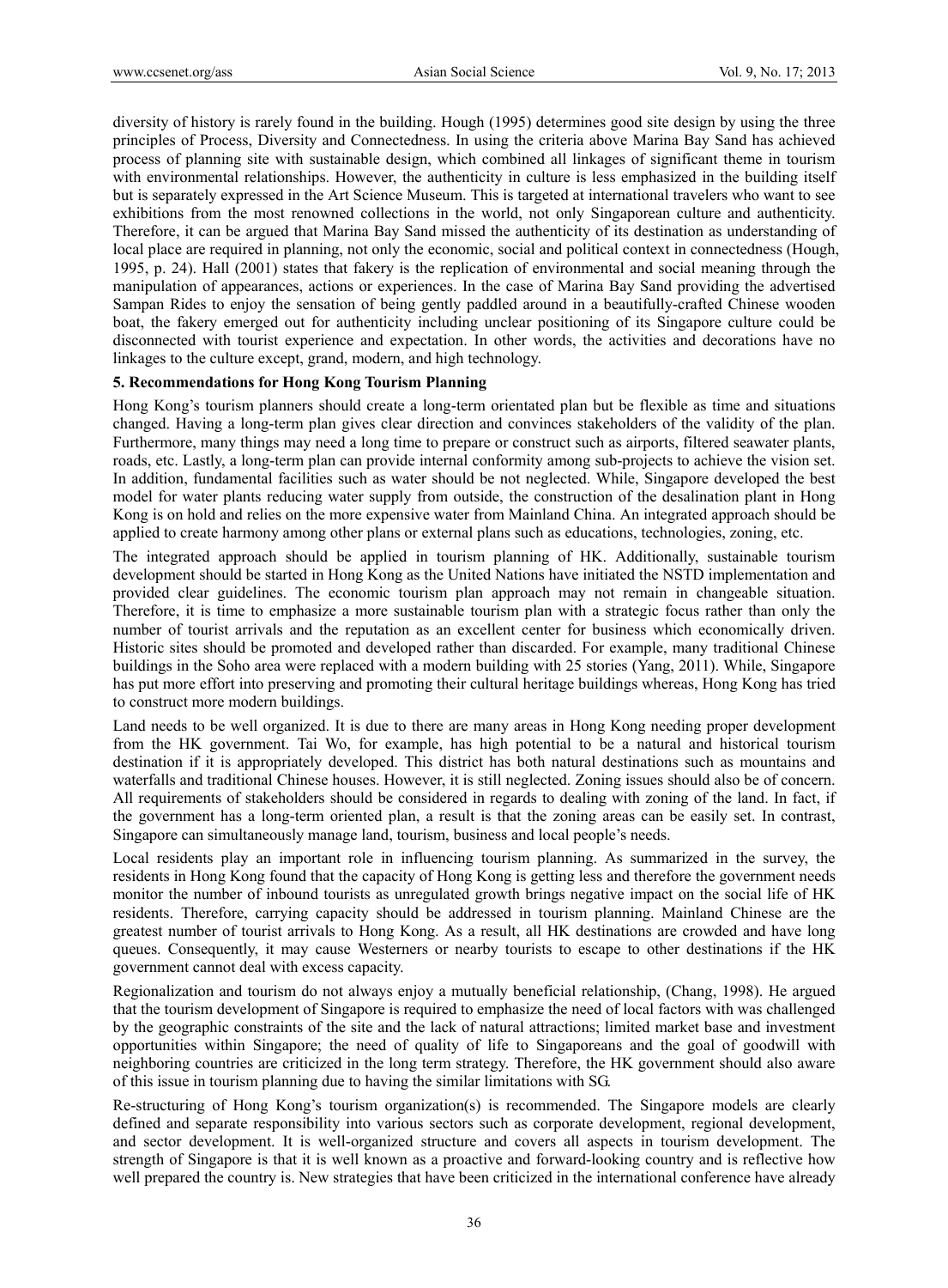diversity of history is rarely found in the building. Hough (1995) determines good site design by using the three principles of Process, Diversity and Connectedness. In using the criteria above Marina Bay Sand has achieved process of planning site with sustainable design, which combined all linkages of significant theme in tourism with environmental relationships. However, the authenticity in culture is less emphasized in the building itself but is separately expressed in the Art Science Museum. This is targeted at international travelers who want to see exhibitions from the most renowned collections in the world, not only Singaporean culture and authenticity. Therefore, it can be argued that Marina Bay Sand missed the authenticity of its destination as understanding of local place are required in planning, not only the economic, social and political context in connectedness (Hough, 1995, p. 24). Hall (2001) states that fakery is the replication of environmental and social meaning through the manipulation of appearances, actions or experiences. In the case of Marina Bay Sand providing the advertised Sampan Rides to enjoy the sensation of being gently paddled around in a beautifully-crafted Chinese wooden boat, the fakery emerged out for authenticity including unclear positioning of its Singapore culture could be disconnected with tourist experience and expectation. In other words, the activities and decorations have no linkages to the culture except, grand, modern, and high technology.

### 5. Recommendations for Hong Kong Tourism Planning

Hong Kong's tourism planners should create a long-term orientated plan but be flexible as time and situations changed. Having a long-term plan gives clear direction and convinces stakeholders of the validity of the plan. Furthermore, many things may need a long time to prepare or construct such as airports, filtered seawater plants, roads, etc. Lastly, a long-term plan can provide internal conformity among sub-projects to achieve the vision set. In addition, fundamental facilities such as water should be not neglected. While, Singapore developed the best model for water plants reducing water supply from outside, the construction of the desalination plant in Hong Kong is on hold and relies on the more expensive water from Mainland China. An integrated approach should be applied to create harmony among other plans or external plans such as educations, technologies, zoning, etc.

The integrated approach should be applied in tourism planning of HK. Additionally, sustainable tourism development should be started in Hong Kong as the United Nations have initiated the NSTD implementation and provided clear guidelines. The economic tourism plan approach may not remain in changeable situation. Therefore, it is time to emphasize a more sustainable tourism plan with a strategic focus rather than only the number of tourist arrivals and the reputation as an excellent center for business which economically driven. Historic sites should be promoted and developed rather than discarded. For example, many traditional Chinese buildings in the Soho area were replaced with a modern building with 25 stories (Yang, 2011). While, Singapore has put more effort into preserving and promoting their cultural heritage buildings whereas, Hong Kong has tried to construct more modern buildings.

Land needs to be well organized. It is due to there are many areas in Hong Kong needing proper development from the HK government. Tai Wo, for example, has high potential to be a natural and historical tourism destination if it is appropriately developed. This district has both natural destinations such as mountains and waterfalls and traditional Chinese houses. However, it is still neglected. Zoning issues should also be of concern. All requirements of stakeholders should be considered in regards to dealing with zoning of the land. In fact, if the government has a long-term oriented plan, a result is that the zoning areas can be easily set. In contrast, Singapore can simultaneously manage land, tourism, business and local people's needs.

Local residents play an important role in influencing tourism planning. As summarized in the survey, the residents in Hong Kong found that the capacity of Hong Kong is getting less and therefore the government needs monitor the number of inbound tourists as unregulated growth brings negative impact on the social life of HK residents. Therefore, carrying capacity should be addressed in tourism planning. Mainland Chinese are the greatest number of tourist arrivals to Hong Kong. As a result, all HK destinations are crowded and have long queues. Consequently, it may cause Westerners or nearby tourists to escape to other destinations if the HK government cannot deal with excess capacity.

Regionalization and tourism do not always enjoy a mutually beneficial relationship, (Chang, 1998). He argued that the tourism development of Singapore is required to emphasize the need of local factors with was challenged by the geographic constraints of the site and the lack of natural attractions; limited market base and investment opportunities within Singapore; the need of quality of life to Singaporeans and the goal of goodwill with neighboring countries are criticized in the long term strategy. Therefore, the HK government should also aware of this issue in tourism planning due to having the similar limitations with SG.

Re-structuring of Hong Kong's tourism organization(s) is recommended. The Singapore models are clearly defined and separate responsibility into various sectors such as corporate development, regional development, and sector development. It is well-organized structure and covers all aspects in tourism development. The strength of Singapore is that it is well known as a proactive and forward-looking country and is reflective how well prepared the country is. New strategies that have been criticized in the international conference have already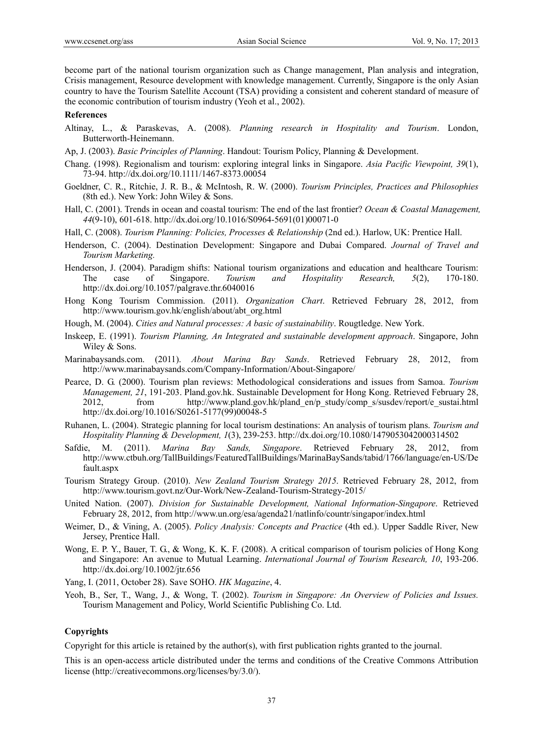become part of the national tourism organization such as Change management, Plan analysis and integration, Crisis management, Resource development with knowledge management. Currently, Singapore is the only Asian country to have the Tourism Satellite Account (TSA) providing a consistent and coherent standard of measure of the economic contribution of tourism industry (Yeoh et al., 2002).

**References**

Altinay, L., & Paraskevas, A. (2008). *Planning research in Hospitality and Tourism*. London, Butterworth-Heinemann.

Ap, J. (2003). *Basic Principles of Planning*. Handout: Tourism Policy, Planning & Development.

Chang. (1998). Regionalism and tourism: exploring integral links in Singapore. *Asia Pacific Viewpoint, 39*(1), 73-94. http://dx.doi.org/10.1111/1467-8373.00054

Goeldner, C. R., Ritchie, J. R. B., & McIntosh, R. W. (2000). *Tourism Principles, Practices and Philosophies* (8th ed.). New York: John Wiley & Sons.

Hall, C. (2001). Trends in ocean and coastal tourism: The end of the last frontier? *Ocean & Coastal Management, 44*(9-10), 601-618. http://dx.doi.org/10.1016/S0964-5691(01)00071-0

Hall, C. (2008). *Tourism Planning: Policies, Processes & Relationship* (2nd ed.). Harlow, UK: Prentice Hall.

Henderson, C. (2004). Destination Development: Singapore and Dubai Compared. *Journal of Travel and Tourism Marketing.*

Henderson, J. (2004). Paradigm shifts: National tourism organizations and education and healthcare Tourism: The case of Singapore. *Tourism and Hospitality Research, 5*(2), 170-180. http://dx.doi.org/10.1057/palgrave.thr.6040016

Hong Kong Tourism Commission. (2011). *Organization Chart*. Retrieved February 28, 2012, from http://www.tourism.gov.hk/english/about/abt_org.html

Hough, M. (2004). *Cities and Natural processes: A basic of sustainability*. Rougtledge. New York.

Inskeep, E. (1991). *Tourism Planning, An Integrated and sustainable development approach*. Singapore, John Wiley & Sons.

Marinabaysands.com. (2011). *About Marina Bay Sands*. Retrieved February 28, 2012, from http://www.marinabaysands.com/Company-Information/About-Singapore/

Pearce, D. G. (2000). Tourism plan reviews: Methodological considerations and issues from Samoa. *Tourism Management, 21*, 191-203. Pland.gov.hk. Sustainable Development for Hong Kong. Retrieved February 28, 2012, from http://www.pland.gov.hk/pland_en/p_study/comp_s/susdev/report/e_sustai.html http://dx.doi.org/10.1016/S0261-5177(99)00048-5

Ruhanen, L. (2004). Strategic planning for local tourism destinations: An analysis of tourism plans. *Tourism and Hospitality Planning & Development, 1*(3), 239-253. http://dx.doi.org/10.1080/1479053042000314502

Safdie, M. (2011). *Marina Bay Sands, Singapore*. Retrieved February 28, 2012, from http://www.ctbuh.org/TallBuildings/FeaturedTallBuildings/MarinaBaySands/tabid/1766/language/en-US/Default.aspx

Tourism Strategy Group. (2010). *New Zealand Tourism Strategy 2015*. Retrieved February 28, 2012, from http://www.tourism.govt.nz/Our-Work/New-Zealand-Tourism-Strategy-2015/

United Nation. (2007). *Division for Sustainable Development, National Information-Singapore*. Retrieved February 28, 2012, from http://www.un.org/esa/agenda21/natlinfo/countr/singapor/index.html

Weimer, D., & Vining, A. (2005). *Policy Analysis: Concepts and Practice* (4th ed.). Upper Saddle River, New Jersey, Prentice Hall.

Wong, E. P. Y., Bauer, T. G., & Wong, K. K. F. (2008). A critical comparison of tourism policies of Hong Kong and Singapore: An avenue to Mutual Learning. *International Journal of Tourism Research, 10*, 193-206. http://dx.doi.org/10.1002/jtr.656

Yang, I. (2011, October 28). Save SOHO. *HK Magazine*, 4.

Yeoh, B., Ser, T., Wang, J., & Wong, T. (2002). *Tourism in Singapore: An Overview of Policies and Issues.* Tourism Management and Policy, World Scientific Publishing Co. Ltd.

**Copyrights**

Copyright for this article is retained by the author(s), with first publication rights granted to the journal.

This is an open-access article distributed under the terms and conditions of the Creative Commons Attribution license (http://creativecommons.org/licenses/by/3.0/).